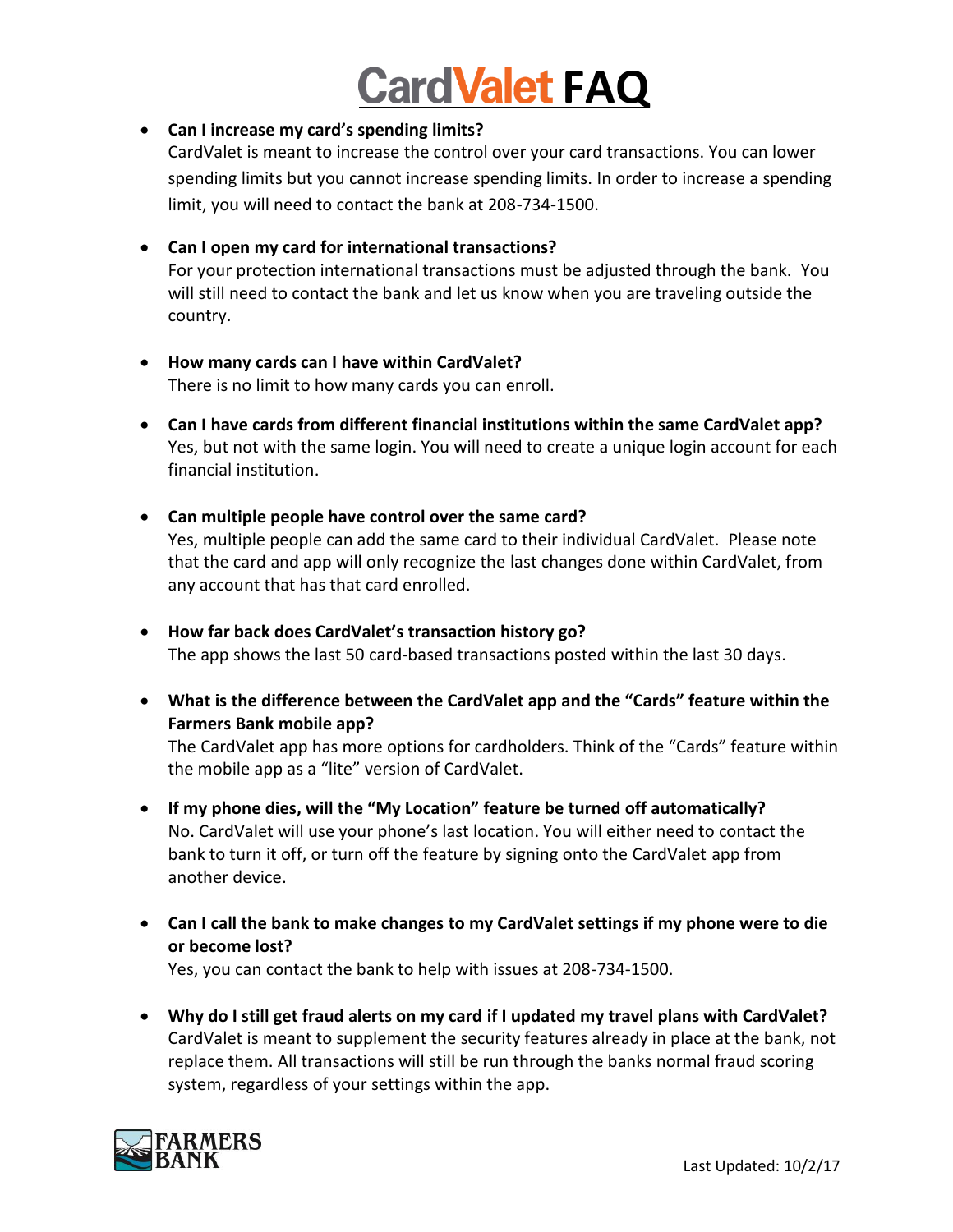# CardValet FAQ

- **Can I increase my card's spending limits?**
  CardValet is meant to increase the control over your card transactions. You can lower spending limits but you cannot increase spending limits. In order to increase a spending limit, you will need to contact the bank at 208-734-1500.

- **Can I open my card for international transactions?**
  For your protection international transactions must be adjusted through the bank. You will still need to contact the bank and let us know when you are traveling outside the country.

- **How many cards can I have within CardValet?**
  There is no limit to how many cards you can enroll.

- **Can I have cards from different financial institutions within the same CardValet app?**
  Yes, but not with the same login. You will need to create a unique login account for each financial institution.

- **Can multiple people have control over the same card?**
  Yes, multiple people can add the same card to their individual CardValet. Please note that the card and app will only recognize the last changes done within CardValet, from any account that has that card enrolled.

- **How far back does CardValet's transaction history go?**
  The app shows the last 50 card-based transactions posted within the last 30 days.

- **What is the difference between the CardValet app and the "Cards" feature within the Farmers Bank mobile app?**
  The CardValet app has more options for cardholders. Think of the "Cards" feature within the mobile app as a "lite" version of CardValet.

- **If my phone dies, will the "My Location" feature be turned off automatically?**
  No. CardValet will use your phone's last location. You will either need to contact the bank to turn it off, or turn off the feature by signing onto the CardValet app from another device.

- **Can I call the bank to make changes to my CardValet settings if my phone were to die or become lost?**
  Yes, you can contact the bank to help with issues at 208-734-1500.

- **Why do I still get fraud alerts on my card if I updated my travel plans with CardValet?**
  CardValet is meant to supplement the security features already in place at the bank, not replace them. All transactions will still be run through the banks normal fraud scoring system, regardless of your settings within the app.

FARMERS BANK

Last Updated: 10/2/17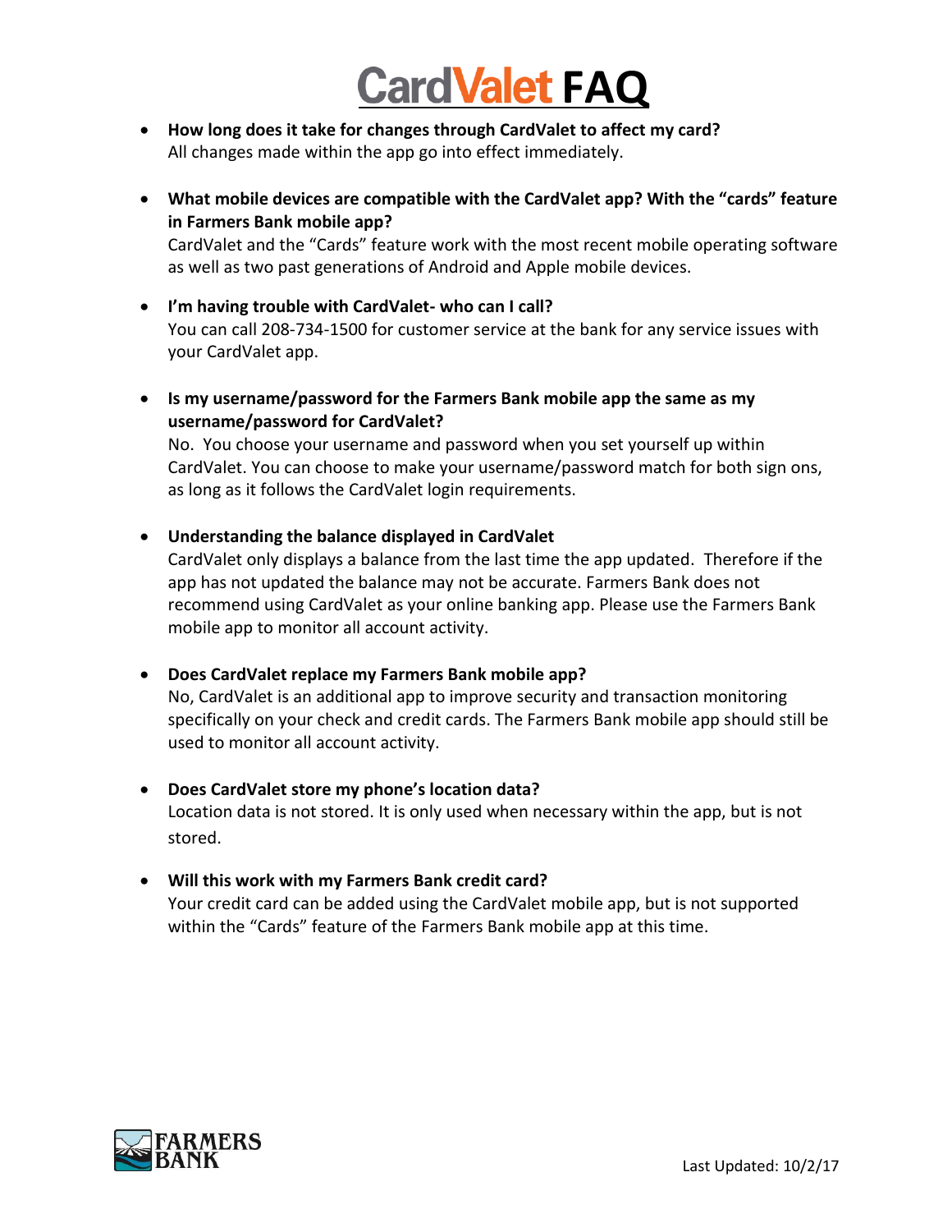# CardValet FAQ

- **How long does it take for changes through CardValet to affect my card?**
  All changes made within the app go into effect immediately.

- **What mobile devices are compatible with the CardValet app? With the "cards" feature in Farmers Bank mobile app?**
  CardValet and the "Cards" feature work with the most recent mobile operating software as well as two past generations of Android and Apple mobile devices.

- **I'm having trouble with CardValet- who can I call?**
  You can call 208-734-1500 for customer service at the bank for any service issues with your CardValet app.

- **Is my username/password for the Farmers Bank mobile app the same as my username/password for CardValet?**
  No. You choose your username and password when you set yourself up within CardValet. You can choose to make your username/password match for both sign ons, as long as it follows the CardValet login requirements.

- **Understanding the balance displayed in CardValet**
  CardValet only displays a balance from the last time the app updated. Therefore if the app has not updated the balance may not be accurate. Farmers Bank does not recommend using CardValet as your online banking app. Please use the Farmers Bank mobile app to monitor all account activity.

- **Does CardValet replace my Farmers Bank mobile app?**
  No, CardValet is an additional app to improve security and transaction monitoring specifically on your check and credit cards. The Farmers Bank mobile app should still be used to monitor all account activity.

- **Does CardValet store my phone's location data?**
  Location data is not stored. It is only used when necessary within the app, but is not stored.

- **Will this work with my Farmers Bank credit card?**
  Your credit card can be added using the CardValet mobile app, but is not supported within the "Cards" feature of the Farmers Bank mobile app at this time.

FARMERS BANK

Last Updated: 10/2/17